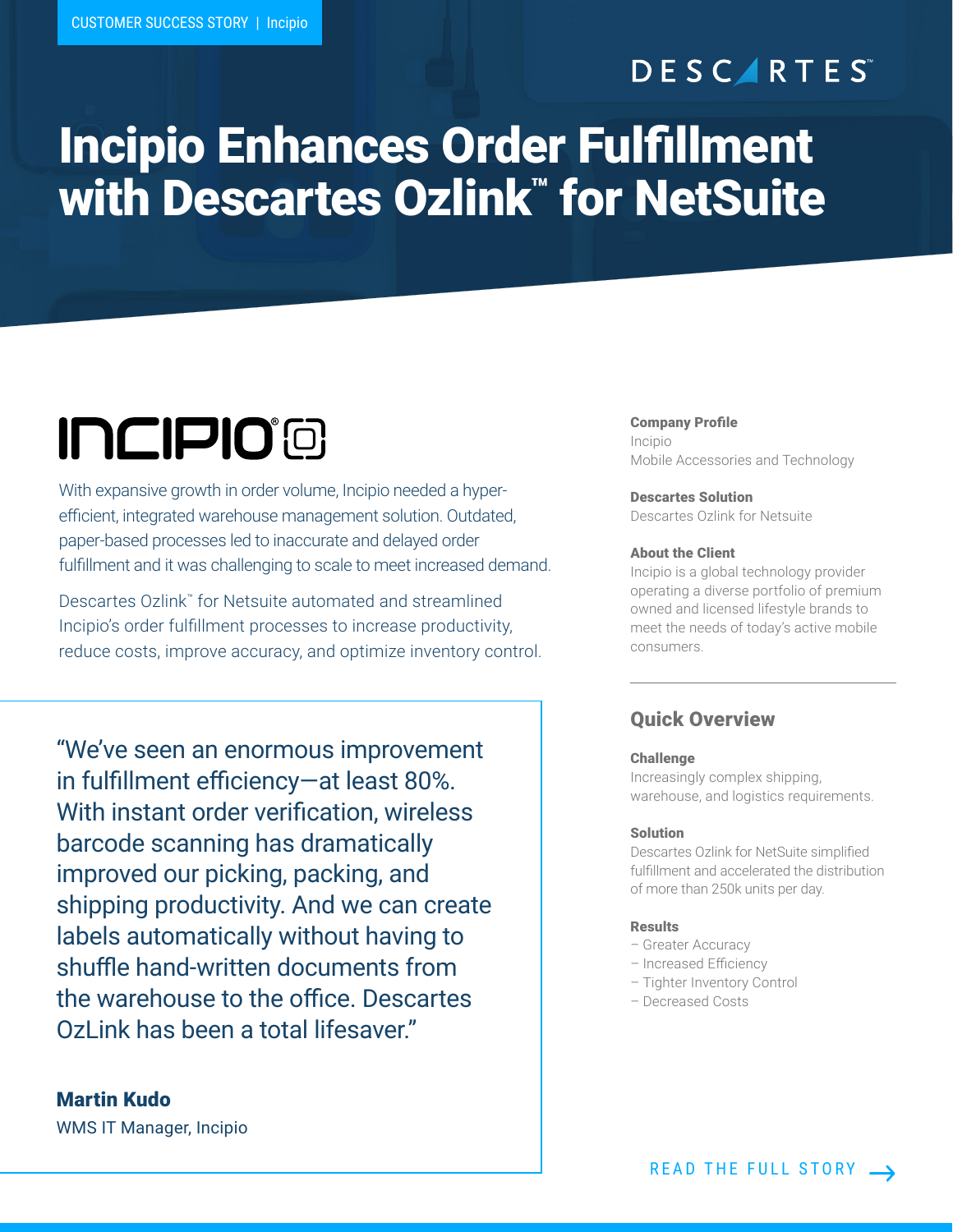CUSTOMER SUCCESS STORY | Incipio

DESCARTES™

# Incipio Enhances Order Fulfillment with Descartes Ozlink™ for NetSuite

INCIPIO®

With expansive growth in order volume, Incipio needed a hyper-efficient, integrated warehouse management solution. Outdated, paper-based processes led to inaccurate and delayed order fulfillment and it was challenging to scale to meet increased demand.

Descartes Ozlink™ for Netsuite automated and streamlined Incipio's order fulfillment processes to increase productivity, reduce costs, improve accuracy, and optimize inventory control.

> "We've seen an enormous improvement in fulfillment efficiency—at least 80%. With instant order verification, wireless barcode scanning has dramatically improved our picking, packing, and shipping productivity. And we can create labels automatically without having to shuffle hand-written documents from the warehouse to the office. Descartes OzLink has been a total lifesaver."

**Martin Kudo**
WMS IT Manager, Incipio

**Company Profile**
Incipio
Mobile Accessories and Technology

**Descartes Solution**
Descartes Ozlink for Netsuite

**About the Client**
Incipio is a global technology provider operating a diverse portfolio of premium owned and licensed lifestyle brands to meet the needs of today's active mobile consumers.

## Quick Overview

**Challenge**
Increasingly complex shipping, warehouse, and logistics requirements.

**Solution**
Descartes Ozlink for NetSuite simplified fulfillment and accelerated the distribution of more than 250k units per day.

**Results**
– Greater Accuracy
– Increased Efficiency
– Tighter Inventory Control
– Decreased Costs

READ THE FULL STORY →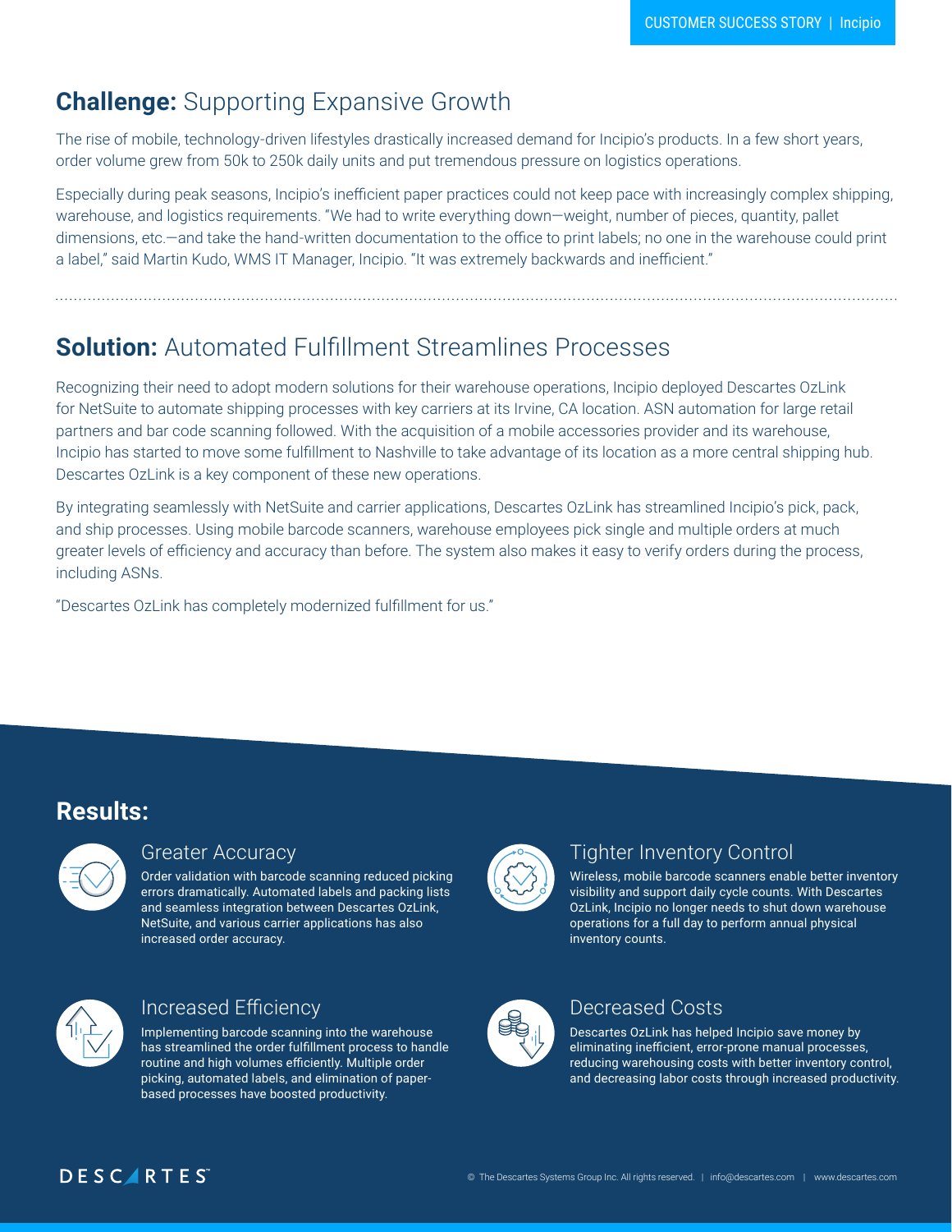## **Challenge:** Supporting Expansive Growth

The rise of mobile, technology-driven lifestyles drastically increased demand for Incipio's products. In a few short years, order volume grew from 50k to 250k daily units and put tremendous pressure on logistics operations.

Especially during peak seasons, Incipio's inefficient paper practices could not keep pace with increasingly complex shipping, warehouse, and logistics requirements. "We had to write everything down—weight, number of pieces, quantity, pallet dimensions, etc.—and take the hand-written documentation to the office to print labels; no one in the warehouse could print a label," said Martin Kudo, WMS IT Manager, Incipio. "It was extremely backwards and inefficient."

## **Solution:** Automated Fulfillment Streamlines Processes

Recognizing their need to adopt modern solutions for their warehouse operations, Incipio deployed Descartes OzLink for NetSuite to automate shipping processes with key carriers at its Irvine, CA location. ASN automation for large retail partners and bar code scanning followed. With the acquisition of a mobile accessories provider and its warehouse, Incipio has started to move some fulfillment to Nashville to take advantage of its location as a more central shipping hub. Descartes OzLink is a key component of these new operations.

By integrating seamlessly with NetSuite and carrier applications, Descartes OzLink has streamlined Incipio's pick, pack, and ship processes. Using mobile barcode scanners, warehouse employees pick single and multiple orders at much greater levels of efficiency and accuracy than before. The system also makes it easy to verify orders during the process, including ASNs.

"Descartes OzLink has completely modernized fulfillment for us."

## **Results:**

### Greater Accuracy

Order validation with barcode scanning reduced picking errors dramatically. Automated labels and packing lists and seamless integration between Descartes OzLink, NetSuite, and various carrier applications has also increased order accuracy.

### Tighter Inventory Control

Wireless, mobile barcode scanners enable better inventory visibility and support daily cycle counts. With Descartes OzLink, Incipio no longer needs to shut down warehouse operations for a full day to perform annual physical inventory counts.

### Increased Efficiency

Implementing barcode scanning into the warehouse has streamlined the order fulfillment process to handle routine and high volumes efficiently. Multiple order picking, automated labels, and elimination of paper-based processes have boosted productivity.

### Decreased Costs

Descartes OzLink has helped Incipio save money by eliminating inefficient, error-prone manual processes, reducing warehousing costs with better inventory control, and decreasing labor costs through increased productivity.

DESCARTES

© The Descartes Systems Group Inc. All rights reserved. | info@descartes.com | www.descartes.com